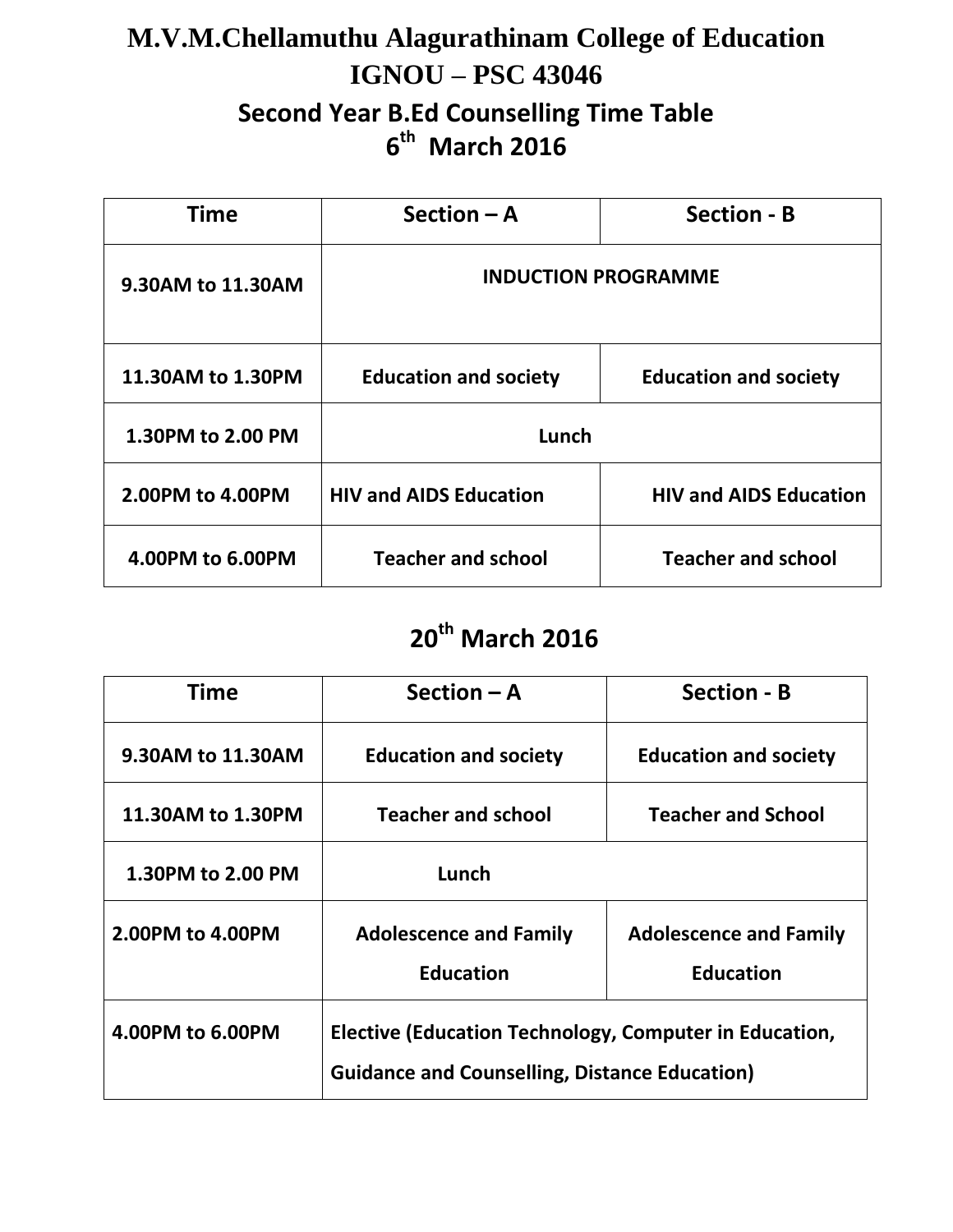# M.V.M.Chellamuthu Alagurathinam College of Education

## IGNOU – PSC 43046

## Second Year B.Ed Counselling Time Table

## 6th March 2016

| Time | Section – A | Section - B |
|---|---|---|
| 9.30AM to 11.30AM | INDUCTION PROGRAMME | |
| 11.30AM to 1.30PM | Education and society | Education and society |
| 1.30PM to 2.00 PM | Lunch | |
| 2.00PM to 4.00PM | HIV and AIDS Education | HIV and AIDS Education |
| 4.00PM to 6.00PM | Teacher and school | Teacher and school |

## 20th March 2016

| Time | Section – A | Section - B |
|---|---|---|
| 9.30AM to 11.30AM | Education and society | Education and society |
| 11.30AM to 1.30PM | Teacher and school | Teacher and School |
| 1.30PM to 2.00 PM | Lunch | |
| 2.00PM to 4.00PM | Adolescence and Family Education | Adolescence and Family Education |
| 4.00PM to 6.00PM | Elective (Education Technology, Computer in Education, Guidance and Counselling, Distance Education) | |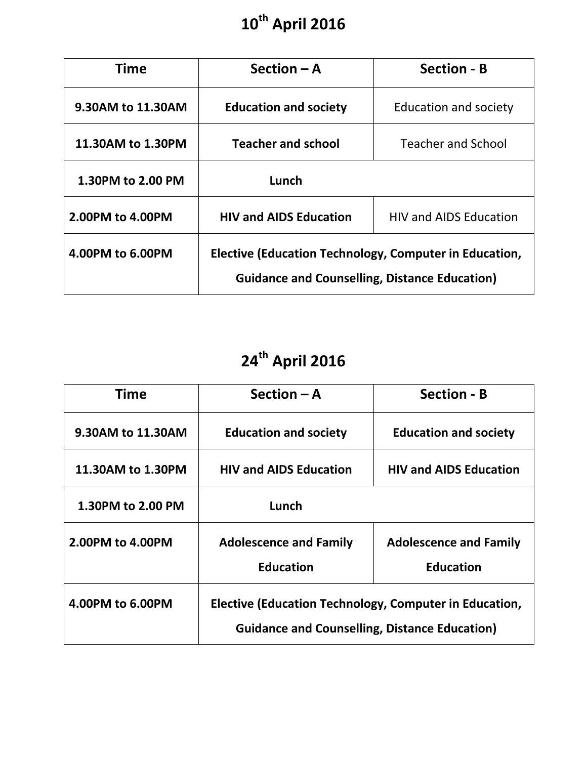# 10th April 2016

| Time | Section – A | Section - B |
|---|---|---|
| 9.30AM to 11.30AM | **Education and society** | Education and society |
| 11.30AM to 1.30PM | **Teacher and school** | Teacher and School |
| 1.30PM to 2.00 PM | **Lunch** | |
| 2.00PM to 4.00PM | **HIV and AIDS Education** | HIV and AIDS Education |
| 4.00PM to 6.00PM | **Elective (Education Technology, Computer in Education, Guidance and Counselling, Distance Education)** | |

# 24th April 2016

| Time | Section – A | Section - B |
|---|---|---|
| 9.30AM to 11.30AM | **Education and society** | **Education and society** |
| 11.30AM to 1.30PM | **HIV and AIDS Education** | **HIV and AIDS Education** |
| 1.30PM to 2.00 PM | **Lunch** | |
| 2.00PM to 4.00PM | **Adolescence and Family Education** | **Adolescence and Family Education** |
| 4.00PM to 6.00PM | **Elective (Education Technology, Computer in Education, Guidance and Counselling, Distance Education)** | |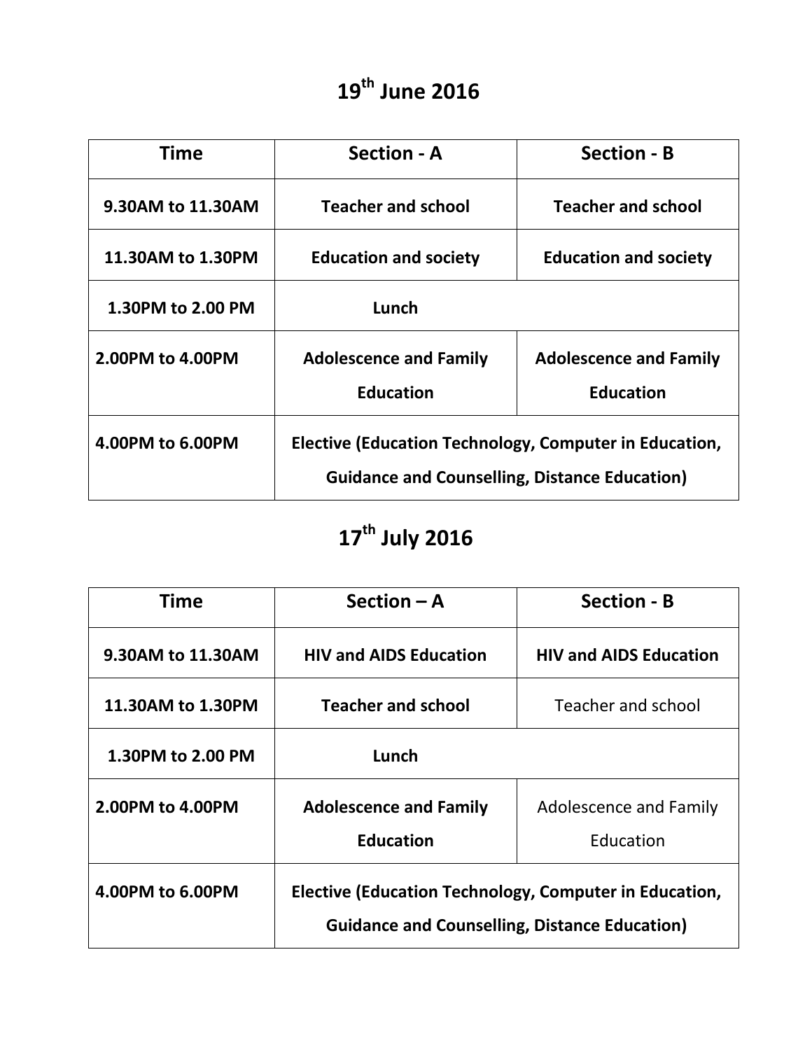# 19th June 2016

| Time | Section - A | Section - B |
|---|---|---|
| **9.30AM to 11.30AM** | **Teacher and school** | **Teacher and school** |
| **11.30AM to 1.30PM** | **Education and society** | **Education and society** |
| **1.30PM to 2.00 PM** | **Lunch** | |
| **2.00PM to 4.00PM** | **Adolescence and Family Education** | **Adolescence and Family Education** |
| **4.00PM to 6.00PM** | **Elective (Education Technology, Computer in Education, Guidance and Counselling, Distance Education)** | |

# 17th July 2016

| Time | Section – A | Section - B |
|---|---|---|
| **9.30AM to 11.30AM** | **HIV and AIDS Education** | **HIV and AIDS Education** |
| **11.30AM to 1.30PM** | **Teacher and school** | Teacher and school |
| **1.30PM to 2.00 PM** | **Lunch** | |
| **2.00PM to 4.00PM** | **Adolescence and Family Education** | Adolescence and Family Education |
| **4.00PM to 6.00PM** | **Elective (Education Technology, Computer in Education, Guidance and Counselling, Distance Education)** | |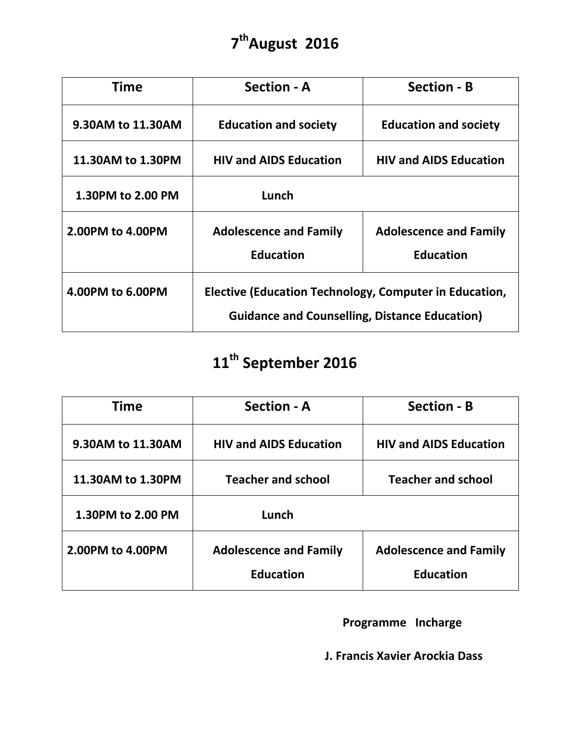## 7th August 2016

| Time | Section - A | Section - B |
| --- | --- | --- |
| 9.30AM to 11.30AM | Education and society | Education and society |
| 11.30AM to 1.30PM | HIV and AIDS Education | HIV and AIDS Education |
| 1.30PM to 2.00 PM | Lunch | |
| 2.00PM to 4.00PM | Adolescence and Family Education | Adolescence and Family Education |
| 4.00PM to 6.00PM | Elective (Education Technology, Computer in Education, Guidance and Counselling, Distance Education) | |

## 11th September 2016

| Time | Section - A | Section - B |
| --- | --- | --- |
| 9.30AM to 11.30AM | HIV and AIDS Education | HIV and AIDS Education |
| 11.30AM to 1.30PM | Teacher and school | Teacher and school |
| 1.30PM to 2.00 PM | Lunch | |
| 2.00PM to 4.00PM | Adolescence and Family Education | Adolescence and Family Education |

**Programme Incharge**

**J. Francis Xavier Arockia Dass**